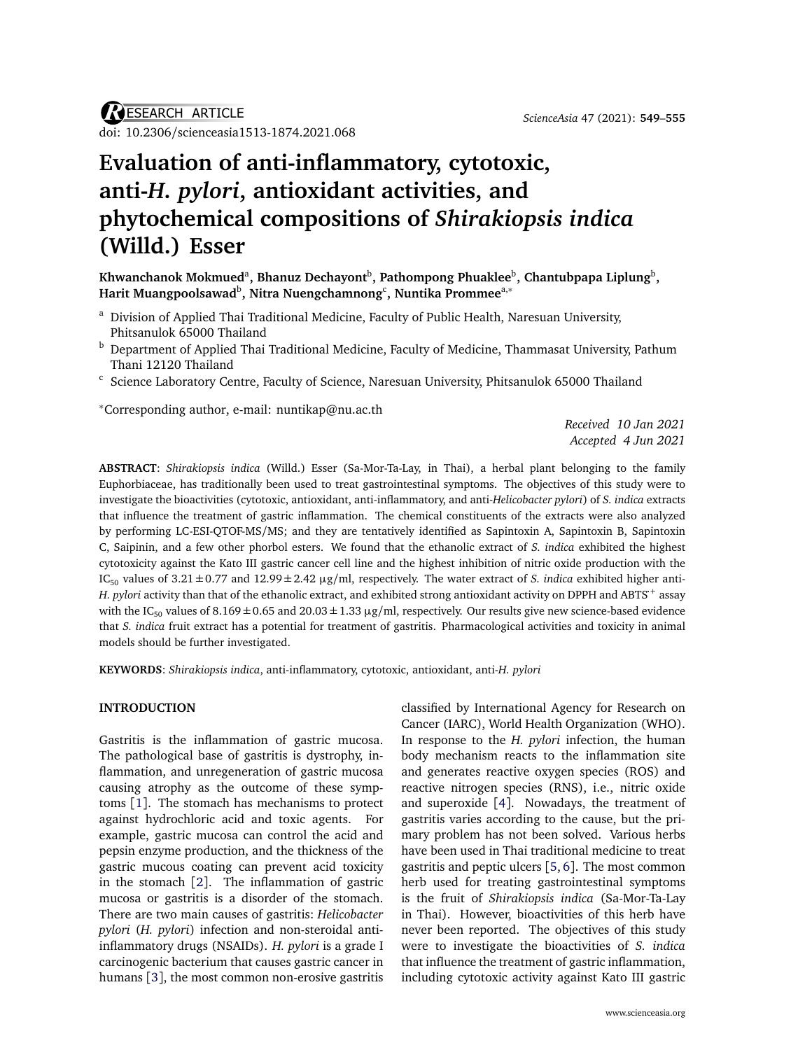RESEARCH ARTICLE

doi: 10.2306/scienceasia1513-1874.2021.068

# Evaluation of anti-inflammatory, cytotoxic, anti-*H. pylori*, antioxidant activities, and phytochemical compositions of *Shirakiopsis indica* (Willd.) Esser

**Khwanchanok Mokmued[a], Bhanuz Dechayont[b], Pathompong Phuaklee[b], Chantubpapa Liplung[b], Harit Muangpoolsawad[b], Nitra Nuengchamnong[c], Nuntika Prommee[a,*]**

[a] Division of Applied Thai Traditional Medicine, Faculty of Public Health, Naresuan University, Phitsanulok 65000 Thailand

[b] Department of Applied Thai Traditional Medicine, Faculty of Medicine, Thammasat University, Pathum Thani 12120 Thailand

[c] Science Laboratory Centre, Faculty of Science, Naresuan University, Phitsanulok 65000 Thailand

*Corresponding author, e-mail: nuntikap@nu.ac.th

*Received 10 Jan 2021*
*Accepted 4 Jun 2021*

**ABSTRACT**: *Shirakiopsis indica* (Willd.) Esser (Sa-Mor-Ta-Lay, in Thai), a herbal plant belonging to the family Euphorbiaceae, has traditionally been used to treat gastrointestinal symptoms. The objectives of this study were to investigate the bioactivities (cytotoxic, antioxidant, anti-inflammatory, and anti-*Helicobacter pylori*) of *S. indica* extracts that influence the treatment of gastric inflammation. The chemical constituents of the extracts were also analyzed by performing LC-ESI-QTOF-MS/MS; and they are tentatively identified as Sapintoxin A, Sapintoxin B, Sapintoxin C, Saipinin, and a few other phorbol esters. We found that the ethanolic extract of *S. indica* exhibited the highest cytotoxicity against the Kato III gastric cancer cell line and the highest inhibition of nitric oxide production with the $IC_{50}$ values of $3.21 \pm 0.77$ and $12.99 \pm 2.42$ µg/ml, respectively. The water extract of *S. indica* exhibited higher anti-*H. pylori* activity than that of the ethanolic extract, and exhibited strong antioxidant activity on DPPH and $ABTS^{\cdot+}$ assay with the $IC_{50}$ values of $8.169 \pm 0.65$ and $20.03 \pm 1.33$ µg/ml, respectively. Our results give new science-based evidence that *S. indica* fruit extract has a potential for treatment of gastritis. Pharmacological activities and toxicity in animal models should be further investigated.

**KEYWORDS**: *Shirakiopsis indica*, anti-inflammatory, cytotoxic, antioxidant, anti-*H. pylori*

## INTRODUCTION

Gastritis is the inflammation of gastric mucosa. The pathological base of gastritis is dystrophy, inflammation, and unregeneration of gastric mucosa causing atrophy as the outcome of these symptoms [1]. The stomach has mechanisms to protect against hydrochloric acid and toxic agents. For example, gastric mucosa can control the acid and pepsin enzyme production, and the thickness of the gastric mucous coating can prevent acid toxicity in the stomach [2]. The inflammation of gastric mucosa or gastritis is a disorder of the stomach. There are two main causes of gastritis: *Helicobacter pylori* (*H. pylori*) infection and non-steroidal anti-inflammatory drugs (NSAIDs). *H. pylori* is a grade I carcinogenic bacterium that causes gastric cancer in humans [3], the most common non-erosive gastritis classified by International Agency for Research on Cancer (IARC), World Health Organization (WHO). In response to the *H. pylori* infection, the human body mechanism reacts to the inflammation site and generates reactive oxygen species (ROS) and reactive nitrogen species (RNS), i.e., nitric oxide and superoxide [4]. Nowadays, the treatment of gastritis varies according to the cause, but the primary problem has not been solved. Various herbs have been used in Thai traditional medicine to treat gastritis and peptic ulcers [5, 6]. The most common herb used for treating gastrointestinal symptoms is the fruit of *Shirakiopsis indica* (Sa-Mor-Ta-Lay in Thai). However, bioactivities of this herb have never been reported. The objectives of this study were to investigate the bioactivities of *S. indica* that influence the treatment of gastric inflammation, including cytotoxic activity against Kato III gastric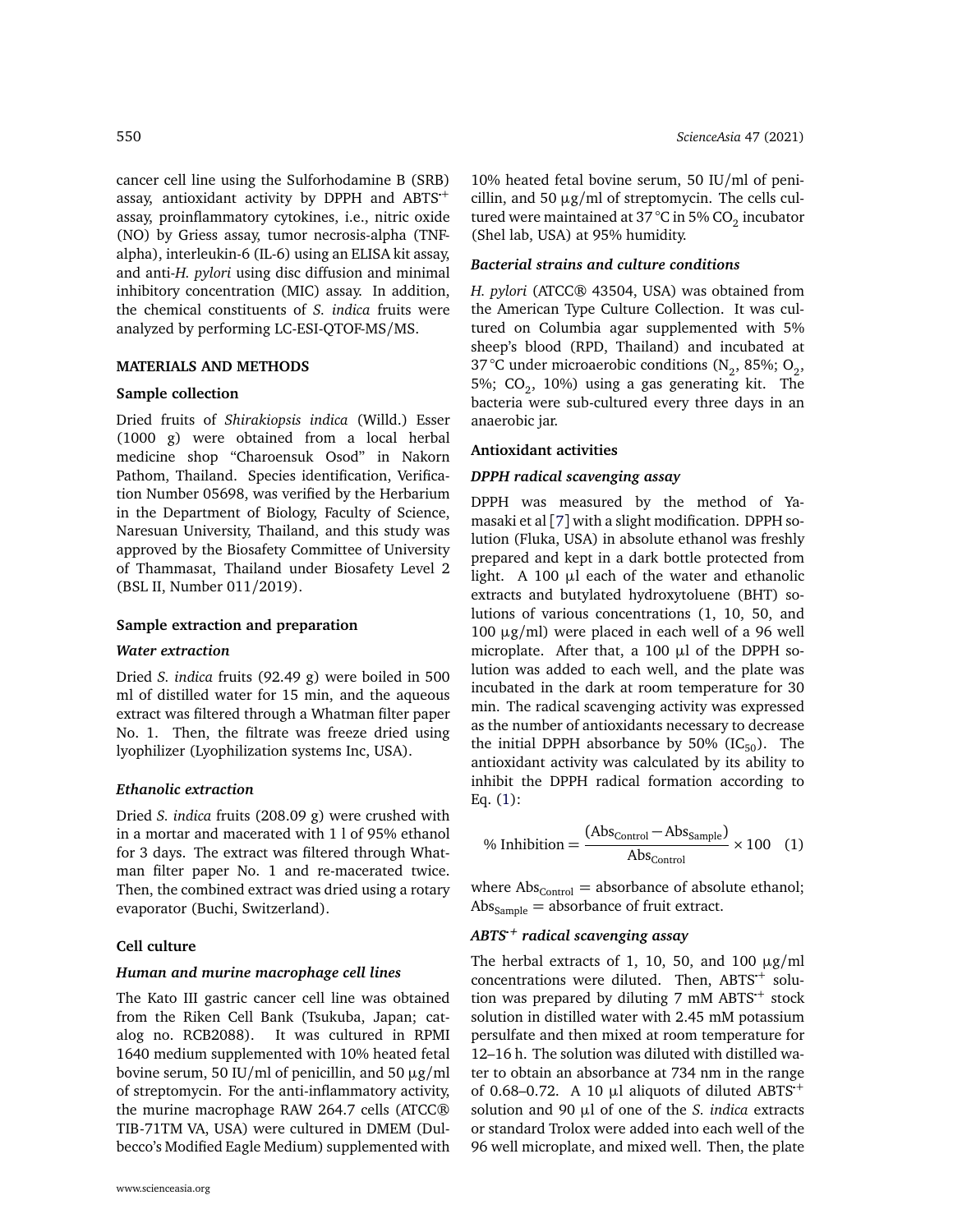cancer cell line using the Sulforhodamine B (SRB) assay, antioxidant activity by DPPH and $ABTS^{\cdot+}$ assay, proinflammatory cytokines, i.e., nitric oxide (NO) by Griess assay, tumor necrosis-alpha (TNF-alpha), interleukin-6 (IL-6) using an ELISA kit assay, and anti-*H. pylori* using disc diffusion and minimal inhibitory concentration (MIC) assay. In addition, the chemical constituents of *S. indica* fruits were analyzed by performing LC-ESI-QTOF-MS/MS.

## MATERIALS AND METHODS

### Sample collection

Dried fruits of *Shirakiopsis indica* (Willd.) Esser (1000 g) were obtained from a local herbal medicine shop "Charoensuk Osod" in Nakorn Pathom, Thailand. Species identification, Verification Number 05698, was verified by the Herbarium in the Department of Biology, Faculty of Science, Naresuan University, Thailand, and this study was approved by the Biosafety Committee of University of Thammasat, Thailand under Biosafety Level 2 (BSL II, Number 011/2019).

### Sample extraction and preparation

#### *Water extraction*

Dried *S. indica* fruits (92.49 g) were boiled in 500 ml of distilled water for 15 min, and the aqueous extract was filtered through a Whatman filter paper No. 1. Then, the filtrate was freeze dried using lyophilizer (Lyophilization systems Inc, USA).

#### *Ethanolic extraction*

Dried *S. indica* fruits (208.09 g) were crushed with in a mortar and macerated with 1 l of 95% ethanol for 3 days. The extract was filtered through Whatman filter paper No. 1 and re-macerated twice. Then, the combined extract was dried using a rotary evaporator (Buchi, Switzerland).

### Cell culture

#### *Human and murine macrophage cell lines*

The Kato III gastric cancer cell line was obtained from the Riken Cell Bank (Tsukuba, Japan; catalog no. RCB2088). It was cultured in RPMI 1640 medium supplemented with 10% heated fetal bovine serum, 50 IU/ml of penicillin, and 50 μg/ml of streptomycin. For the anti-inflammatory activity, the murine macrophage RAW 264.7 cells (ATCC® TIB-71TM VA, USA) were cultured in DMEM (Dulbecco's Modified Eagle Medium) supplemented with 10% heated fetal bovine serum, 50 IU/ml of penicillin, and 50 μg/ml of streptomycin. The cells cultured were maintained at 37 °C in 5% $CO_2$ incubator (Shel lab, USA) at 95% humidity.

#### *Bacterial strains and culture conditions*

*H. pylori* (ATCC® 43504, USA) was obtained from the American Type Culture Collection. It was cultured on Columbia agar supplemented with 5% sheep's blood (RPD, Thailand) and incubated at 37 °C under microaerobic conditions ($N_2$, 85%; $O_2$, 5%; $CO_2$, 10%) using a gas generating kit. The bacteria were sub-cultured every three days in an anaerobic jar.

### Antioxidant activities

#### *DPPH radical scavenging assay*

DPPH was measured by the method of Yamasaki et al [7] with a slight modification. DPPH solution (Fluka, USA) in absolute ethanol was freshly prepared and kept in a dark bottle protected from light. A 100 μl each of the water and ethanolic extracts and butylated hydroxytoluene (BHT) solutions of various concentrations (1, 10, 50, and 100 μg/ml) were placed in each well of a 96 well microplate. After that, a 100 μl of the DPPH solution was added to each well, and the plate was incubated in the dark at room temperature for 30 min. The radical scavenging activity was expressed as the number of antioxidants necessary to decrease the initial DPPH absorbance by 50% ($IC_{50}$). The antioxidant activity was calculated by its ability to inhibit the DPPH radical formation according to Eq. (1):

$$\%\ \text{Inhibition} = \frac{(\text{Abs}_{\text{Control}} - \text{Abs}_{\text{Sample}})}{\text{Abs}_{\text{Control}}} \times 100 \quad (1)$$

where $\text{Abs}_{\text{Control}}$ = absorbance of absolute ethanol; $\text{Abs}_{\text{Sample}}$ = absorbance of fruit extract.

#### *$ABTS^{\cdot+}$ radical scavenging assay*

The herbal extracts of 1, 10, 50, and 100 μg/ml concentrations were diluted. Then, $ABTS^{\cdot+}$ solution was prepared by diluting 7 mM $ABTS^{\cdot+}$ stock solution in distilled water with 2.45 mM potassium persulfate and then mixed at room temperature for 12–16 h. The solution was diluted with distilled water to obtain an absorbance at 734 nm in the range of 0.68–0.72. A 10 μl aliquots of diluted $ABTS^{\cdot+}$ solution and 90 μl of one of the *S. indica* extracts or standard Trolox were added into each well of the 96 well microplate, and mixed well. Then, the plate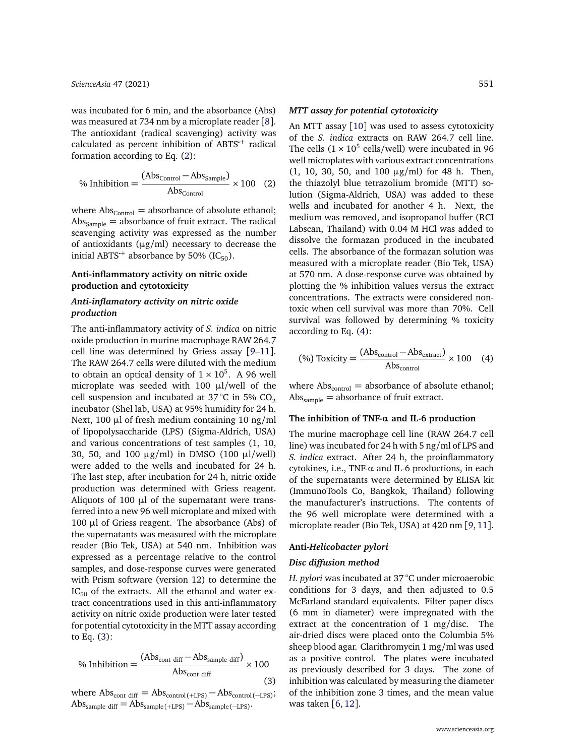was incubated for 6 min, and the absorbance (Abs) was measured at 734 nm by a microplate reader [8]. The antioxidant (radical scavenging) activity was calculated as percent inhibition of $ABTS^{\cdot+}$ radical formation according to Eq. (2):

$$\% \text{ Inhibition} = \frac{(\text{Abs}_{\text{Control}} - \text{Abs}_{\text{Sample}})}{\text{Abs}_{\text{Control}}} \times 100 \quad (2)$$

where $\text{Abs}_{\text{Control}}$ = absorbance of absolute ethanol; $\text{Abs}_{\text{Sample}}$ = absorbance of fruit extract. The radical scavenging activity was expressed as the number of antioxidants (µg/ml) necessary to decrease the initial $ABTS^{\cdot+}$ absorbance by 50% ($IC_{50}$).

### Anti-inflammatory activity on nitric oxide production and cytotoxicity

#### *Anti-inflamatory activity on nitric oxide production*

The anti-inflammatory activity of *S. indica* on nitric oxide production in murine macrophage RAW 264.7 cell line was determined by Griess assay [9–11]. The RAW 264.7 cells were diluted with the medium to obtain an optical density of $1 \times 10^5$. A 96 well microplate was seeded with 100 µl/well of the cell suspension and incubated at 37 °C in 5% $CO_2$ incubator (Shel lab, USA) at 95% humidity for 24 h. Next, 100 µl of fresh medium containing 10 ng/ml of lipopolysaccharide (LPS) (Sigma-Aldrich, USA) and various concentrations of test samples (1, 10, 30, 50, and 100 µg/ml) in DMSO (100 µl/well) were added to the wells and incubated for 24 h. The last step, after incubation for 24 h, nitric oxide production was determined with Griess reagent. Aliquots of 100 µl of the supernatant were transferred into a new 96 well microplate and mixed with 100 µl of Griess reagent. The absorbance (Abs) of the supernatants was measured with the microplate reader (Bio Tek, USA) at 540 nm. Inhibition was expressed as a percentage relative to the control samples, and dose-response curves were generated with Prism software (version 12) to determine the $IC_{50}$ of the extracts. All the ethanol and water extract concentrations used in this anti-inflammatory activity on nitric oxide production were later tested for potential cytotoxicity in the MTT assay according to Eq. (3):

$$\% \text{ Inhibition} = \frac{(\text{Abs}_{\text{cont diff}} - \text{Abs}_{\text{sample diff}})}{\text{Abs}_{\text{cont diff}}} \times 100 \quad (3)$$

where $\text{Abs}_{\text{cont diff}} = \text{Abs}_{\text{control}\,(+\text{LPS})} - \text{Abs}_{\text{control}\,(-\text{LPS})}$; $\text{Abs}_{\text{sample diff}} = \text{Abs}_{\text{sample}\,(+\text{LPS})} - \text{Abs}_{\text{sample}\,(-\text{LPS})}$.

#### *MTT assay for potential cytotoxicity*

An MTT assay [10] was used to assess cytotoxicity of the *S. indica* extracts on RAW 264.7 cell line. The cells ($1 \times 10^5$ cells/well) were incubated in 96 well microplates with various extract concentrations (1, 10, 30, 50, and 100 µg/ml) for 48 h. Then, the thiazolyl blue tetrazolium bromide (MTT) solution (Sigma-Aldrich, USA) was added to these wells and incubated for another 4 h. Next, the medium was removed, and isopropanol buffer (RCI Labscan, Thailand) with 0.04 M HCl was added to dissolve the formazan produced in the incubated cells. The absorbance of the formazan solution was measured with a microplate reader (Bio Tek, USA) at 570 nm. A dose-response curve was obtained by plotting the % inhibition values versus the extract concentrations. The extracts were considered non-toxic when cell survival was more than 70%. Cell survival was followed by determining % toxicity according to Eq. (4):

$$(\%) \text{ Toxicity} = \frac{(\text{Abs}_{\text{control}} - \text{Abs}_{\text{extract}})}{\text{Abs}_{\text{control}}} \times 100 \quad (4)$$

where $\text{Abs}_{\text{control}}$ = absorbance of absolute ethanol; $\text{Abs}_{\text{sample}}$ = absorbance of fruit extract.

### The inhibition of TNF-α and IL-6 production

The murine macrophage cell line (RAW 264.7 cell line) was incubated for 24 h with 5 ng/ml of LPS and *S. indica* extract. After 24 h, the proinflammatory cytokines, i.e., TNF-α and IL-6 productions, in each of the supernatants were determined by ELISA kit (ImmunoTools Co, Bangkok, Thailand) following the manufacturer's instructions. The contents of the 96 well microplate were determined with a microplate reader (Bio Tek, USA) at 420 nm [9, 11].

### Anti-*Helicobacter pylori*

#### *Disc diffusion method*

*H. pylori* was incubated at 37 °C under microaerobic conditions for 3 days, and then adjusted to 0.5 McFarland standard equivalents. Filter paper discs (6 mm in diameter) were impregnated with the extract at the concentration of 1 mg/disc. The air-dried discs were placed onto the Columbia 5% sheep blood agar. Clarithromycin 1 mg/ml was used as a positive control. The plates were incubated as previously described for 3 days. The zone of inhibition was calculated by measuring the diameter of the inhibition zone 3 times, and the mean value was taken [6, 12].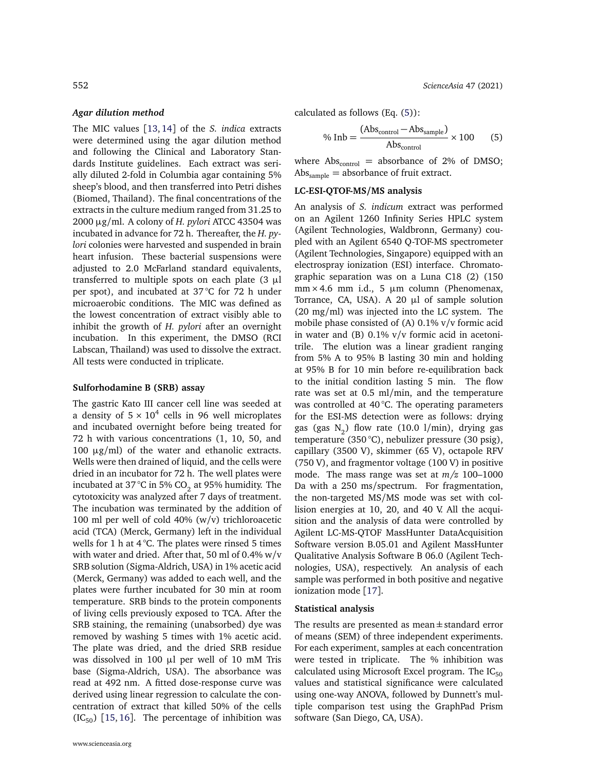### *Agar dilution method*

The MIC values [13, 14] of the *S. indica* extracts were determined using the agar dilution method and following the Clinical and Laboratory Standards Institute guidelines. Each extract was serially diluted 2-fold in Columbia agar containing 5% sheep's blood, and then transferred into Petri dishes (Biomed, Thailand). The final concentrations of the extracts in the culture medium ranged from 31.25 to 2000 μg/ml. A colony of *H. pylori* ATCC 43504 was incubated in advance for 72 h. Thereafter, the *H. pylori* colonies were harvested and suspended in brain heart infusion. These bacterial suspensions were adjusted to 2.0 McFarland standard equivalents, transferred to multiple spots on each plate (3 μl per spot), and incubated at 37 °C for 72 h under microaerobic conditions. The MIC was defined as the lowest concentration of extract visibly able to inhibit the growth of *H. pylori* after an overnight incubation. In this experiment, the DMSO (RCI Labscan, Thailand) was used to dissolve the extract. All tests were conducted in triplicate.

### **Sulforhodamine B (SRB) assay**

The gastric Kato III cancer cell line was seeded at a density of $5 \times 10^4$ cells in 96 well microplates and incubated overnight before being treated for 72 h with various concentrations (1, 10, 50, and 100 μg/ml) of the water and ethanolic extracts. Wells were then drained of liquid, and the cells were dried in an incubator for 72 h. The well plates were incubated at 37 °C in 5% $CO_2$ at 95% humidity. The cytotoxicity was analyzed after 7 days of treatment. The incubation was terminated by the addition of 100 ml per well of cold 40% (w/v) trichloroacetic acid (TCA) (Merck, Germany) left in the individual wells for 1 h at 4 °C. The plates were rinsed 5 times with water and dried. After that, 50 ml of 0.4% w/v SRB solution (Sigma-Aldrich, USA) in 1% acetic acid (Merck, Germany) was added to each well, and the plates were further incubated for 30 min at room temperature. SRB binds to the protein components of living cells previously exposed to TCA. After the SRB staining, the remaining (unabsorbed) dye was removed by washing 5 times with 1% acetic acid. The plate was dried, and the dried SRB residue was dissolved in 100 μl per well of 10 mM Tris base (Sigma-Aldrich, USA). The absorbance was read at 492 nm. A fitted dose-response curve was derived using linear regression to calculate the concentration of extract that killed 50% of the cells ($IC_{50}$) [15, 16]. The percentage of inhibition was calculated as follows (Eq. (5)):

$$\%\,\text{Inb} = \frac{(\text{Abs}_{\text{control}} - \text{Abs}_{\text{sample}})}{\text{Abs}_{\text{control}}} \times 100 \qquad (5)$$

where $\text{Abs}_{\text{control}}$ = absorbance of 2% of DMSO; $\text{Abs}_{\text{sample}}$ = absorbance of fruit extract.

### **LC-ESI-QTOF-MS/MS analysis**

An analysis of *S. indicum* extract was performed on an Agilent 1260 Infinity Series HPLC system (Agilent Technologies, Waldbronn, Germany) coupled with an Agilent 6540 Q-TOF-MS spectrometer (Agilent Technologies, Singapore) equipped with an electrospray ionization (ESI) interface. Chromatographic separation was on a Luna C18 (2) (150 mm × 4.6 mm i.d., 5 μm column (Phenomenax, Torrance, CA, USA). A 20 μl of sample solution (20 mg/ml) was injected into the LC system. The mobile phase consisted of (A) 0.1% v/v formic acid in water and (B) 0.1% v/v formic acid in acetonitrile. The elution was a linear gradient ranging from 5% A to 95% B lasting 30 min and holding at 95% B for 10 min before re-equilibration back to the initial condition lasting 5 min. The flow rate was set at 0.5 ml/min, and the temperature was controlled at 40 °C. The operating parameters for the ESI-MS detection were as follows: drying gas (gas $N_2$) flow rate (10.0 l/min), drying gas temperature (350 °C), nebulizer pressure (30 psig), capillary (3500 V), skimmer (65 V), octapole RFV (750 V), and fragmentor voltage (100 V) in positive mode. The mass range was set at $m/z$ 100–1000 Da with a 250 ms/spectrum. For fragmentation, the non-targeted MS/MS mode was set with collision energies at 10, 20, and 40 V. All the acquisition and the analysis of data were controlled by Agilent LC-MS-QTOF MassHunter DataAcquisition Software version B.05.01 and Agilent MassHunter Qualitative Analysis Software B 06.0 (Agilent Technologies, USA), respectively. An analysis of each sample was performed in both positive and negative ionization mode [17].

### **Statistical analysis**

The results are presented as mean ± standard error of means (SEM) of three independent experiments. For each experiment, samples at each concentration were tested in triplicate. The % inhibition was calculated using Microsoft Excel program. The $IC_{50}$ values and statistical significance were calculated using one-way ANOVA, followed by Dunnett's multiple comparison test using the GraphPad Prism software (San Diego, CA, USA).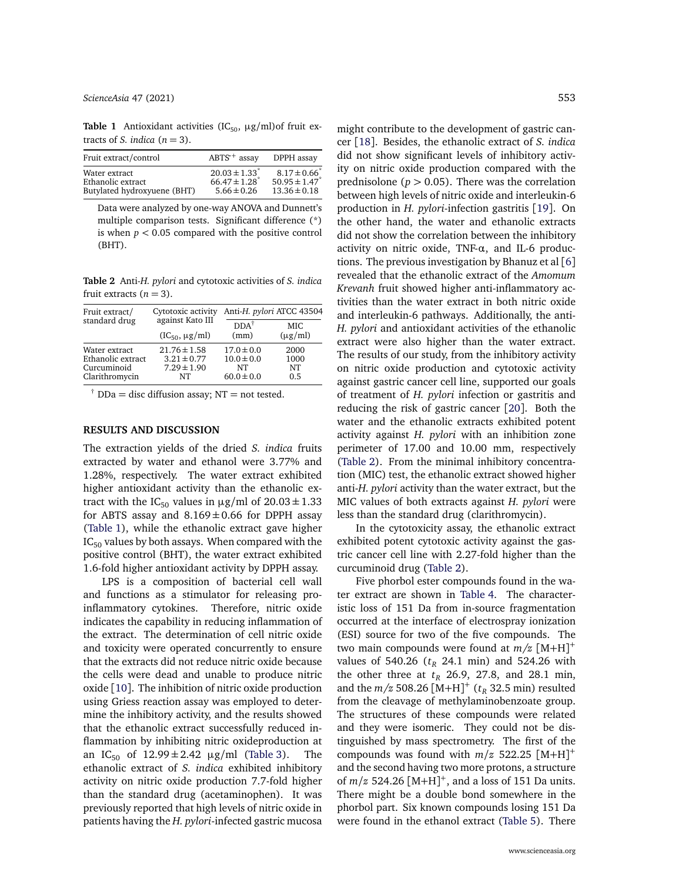**Table 1** Antioxidant activities ($IC_{50}$, μg/ml)of fruit extracts of *S. indica* ($n = 3$).

| Fruit extract/control | $ABTS^{\cdot+}$ assay | DPPH assay |
|---|---|---|
| Water extract | $20.03 \pm 1.33^{*}$ | $8.17 \pm 0.66^{*}$ |
| Ethanolic extract | $66.47 \pm 1.28^{*}$ | $50.95 \pm 1.47^{*}$ |
| Butylated hydroxyuene (BHT) | $5.66 \pm 0.26$ | $13.36 \pm 0.18$ |

Data were analyzed by one-way ANOVA and Dunnett's multiple comparison tests. Significant difference (*) is when $p < 0.05$ compared with the positive control (BHT).

**Table 2** Anti-*H. pylori* and cytotoxic activities of *S. indica* fruit extracts ($n = 3$).

| Fruit extract/ standard drug | Cytotoxic activity against Kato III ($IC_{50}$, μg/ml) | Anti-*H. pylori* ATCC 43504 | |
|---|---|---|---|
| | | DDA† (mm) | MIC (μg/ml) |
| Water extract | $21.76 \pm 1.58$ | $17.0 \pm 0.0$ | 2000 |
| Ethanolic extract | $3.21 \pm 0.77$ | $10.0 \pm 0.0$ | 1000 |
| Curcuminoid | $7.29 \pm 1.90$ | NT | NT |
| Clarithromycin | NT | $60.0 \pm 0.0$ | 0.5 |

† DDa = disc diffusion assay; NT = not tested.

## RESULTS AND DISCUSSION

The extraction yields of the dried *S. indica* fruits extracted by water and ethanol were 3.77% and 1.28%, respectively. The water extract exhibited higher antioxidant activity than the ethanolic extract with the $IC_{50}$ values in μg/ml of $20.03 \pm 1.33$ for ABTS assay and $8.169 \pm 0.66$ for DPPH assay (Table 1), while the ethanolic extract gave higher $IC_{50}$ values by both assays. When compared with the positive control (BHT), the water extract exhibited 1.6-fold higher antioxidant activity by DPPH assay.

LPS is a composition of bacterial cell wall and functions as a stimulator for releasing pro-inflammatory cytokines. Therefore, nitric oxide indicates the capability in reducing inflammation of the extract. The determination of cell nitric oxide and toxicity were operated concurrently to ensure that the extracts did not reduce nitric oxide because the cells were dead and unable to produce nitric oxide [10]. The inhibition of nitric oxide production using Griess reaction assay was employed to determine the inhibitory activity, and the results showed that the ethanolic extract successfully reduced inflammation by inhibiting nitric oxideproduction at an $IC_{50}$ of $12.99 \pm 2.42$ μg/ml (Table 3). The ethanolic extract of *S. indica* exhibited inhibitory activity on nitric oxide production 7.7-fold higher than the standard drug (acetaminophen). It was previously reported that high levels of nitric oxide in patients having the *H. pylori*-infected gastric mucosa might contribute to the development of gastric cancer [18]. Besides, the ethanolic extract of *S. indica* did not show significant levels of inhibitory activity on nitric oxide production compared with the prednisolone ($p > 0.05$). There was the correlation between high levels of nitric oxide and interleukin-6 production in *H. pylori*-infection gastritis [19]. On the other hand, the water and ethanolic extracts did not show the correlation between the inhibitory activity on nitric oxide, TNF-α, and IL-6 productions. The previous investigation by Bhanuz et al [6] revealed that the ethanolic extract of the *Amomum Krevanh* fruit showed higher anti-inflammatory activities than the water extract in both nitric oxide and interleukin-6 pathways. Additionally, the anti-*H. pylori* and antioxidant activities of the ethanolic extract were also higher than the water extract. The results of our study, from the inhibitory activity on nitric oxide production and cytotoxic activity against gastric cancer cell line, supported our goals of treatment of *H. pylori* infection or gastritis and reducing the risk of gastric cancer [20]. Both the water and the ethanolic extracts exhibited potent activity against *H. pylori* with an inhibition zone perimeter of 17.00 and 10.00 mm, respectively (Table 2). From the minimal inhibitory concentration (MIC) test, the ethanolic extract showed higher anti-*H. pylori* activity than the water extract, but the MIC values of both extracts against *H. pylori* were less than the standard drug (clarithromycin).

In the cytotoxicity assay, the ethanolic extract exhibited potent cytotoxic activity against the gastric cancer cell line with 2.27-fold higher than the curcuminoid drug (Table 2).

Five phorbol ester compounds found in the water extract are shown in Table 4. The characteristic loss of 151 Da from in-source fragmentation occurred at the interface of electrospray ionization (ESI) source for two of the five compounds. The two main compounds were found at $m/z$ $[M+H]^+$ values of 540.26 ($t_R$ 24.1 min) and 524.26 with the other three at $t_R$ 26.9, 27.8, and 28.1 min, and the $m/z$ 508.26 $[M+H]^+$ ($t_R$ 32.5 min) resulted from the cleavage of methylaminobenzoate group. The structures of these compounds were related and they were isomeric. They could not be distinguished by mass spectrometry. The first of the compounds was found with $m/z$ 522.25 $[M+H]^+$ and the second having two more protons, a structure of $m/z$ 524.26 $[M+H]^+$, and a loss of 151 Da units. There might be a double bond somewhere in the phorbol part. Six known compounds losing 151 Da were found in the ethanol extract (Table 5). There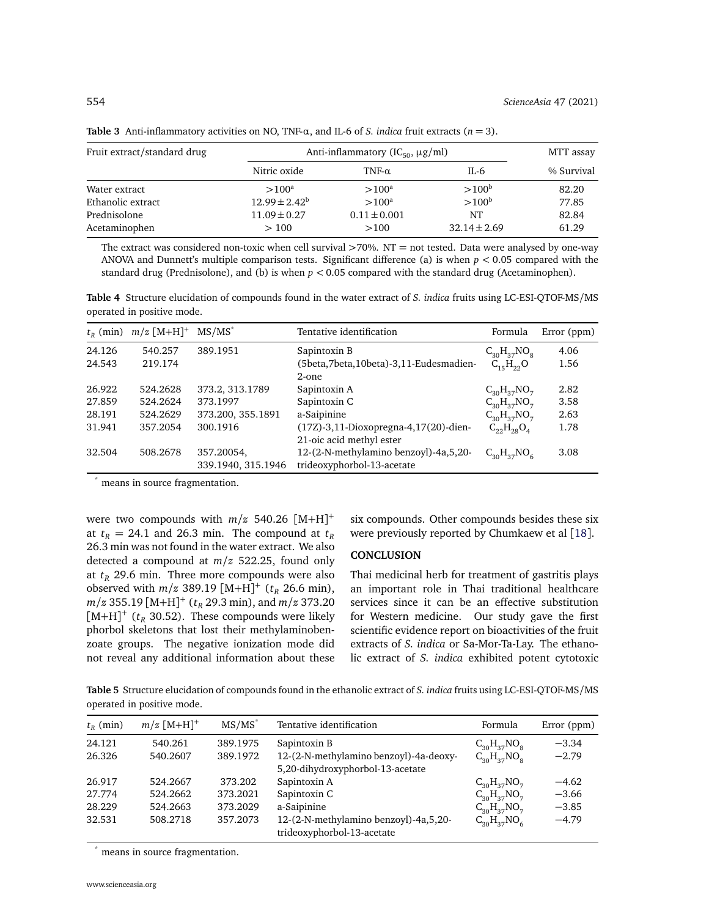**Table 3** Anti-inflammatory activities on NO, TNF-α, and IL-6 of *S. indica* fruit extracts ($n = 3$).

| Fruit extract/standard drug | Anti-inflammatory ($IC_{50}$, μg/ml) | | | MTT assay |
|---|---|---|---|---|
| | Nitric oxide | TNF-α | IL-6 | % Survival |
| Water extract | $>100^a$ | $>100^a$ | $>100^b$ | 82.20 |
| Ethanolic extract | $12.99 \pm 2.42^b$ | $>100^a$ | $>100^b$ | 77.85 |
| Prednisolone | $11.09 \pm 0.27$ | $0.11 \pm 0.001$ | NT | 82.84 |
| Acetaminophen | $> 100$ | $>100$ | $32.14 \pm 2.69$ | 61.29 |

The extract was considered non-toxic when cell survival >70%. NT = not tested. Data were analysed by one-way ANOVA and Dunnett's multiple comparison tests. Significant difference (a) is when $p < 0.05$ compared with the standard drug (Prednisolone), and (b) is when $p < 0.05$ compared with the standard drug (Acetaminophen).

**Table 4** Structure elucidation of compounds found in the water extract of *S. indica* fruits using LC-ESI-QTOF-MS/MS operated in positive mode.

| $t_R$ (min) | $m/z$ $[M+H]^+$ | MS/MS* | Tentative identification | Formula | Error (ppm) |
|---|---|---|---|---|---|
| 24.126 | 540.257 | 389.1951 | Sapintoxin B | $C_{30}H_{37}NO_8$ | 4.06 |
| 24.543 | 219.174 | | (5beta,7beta,10beta)-3,11-Eudesmadien-2-one | $C_{15}H_{22}O$ | 1.56 |
| 26.922 | 524.2628 | 373.2, 313.1789 | Sapintoxin A | $C_{30}H_{37}NO_7$ | 2.82 |
| 27.859 | 524.2624 | 373.1997 | Sapintoxin C | $C_{30}H_{37}NO_7$ | 3.58 |
| 28.191 | 524.2629 | 373.200, 355.1891 | a-Saipinine | $C_{30}H_{37}NO_7$ | 2.63 |
| 31.941 | 357.2054 | 300.1916 | (17Z)-3,11-Dioxopregna-4,17(20)-dien-21-oic acid methyl ester | $C_{22}H_{28}O_4$ | 1.78 |
| 32.504 | 508.2678 | 357.20054, 339.1940, 315.1946 | 12-(2-N-methylamino benzoyl)-4a,5,20-trideoxyphorbol-13-acetate | $C_{30}H_{37}NO_6$ | 3.08 |

* means in source fragmentation.

were two compounds with $m/z$ 540.26 $[M+H]^+$ at $t_R$ = 24.1 and 26.3 min. The compound at $t_R$ 26.3 min was not found in the water extract. We also detected a compound at $m/z$ 522.25, found only at $t_R$ 29.6 min. Three more compounds were also observed with $m/z$ 389.19 $[M+H]^+$ ($t_R$ 26.6 min), $m/z$ 355.19 $[M+H]^+$ ($t_R$ 29.3 min), and $m/z$ 373.20 $[M+H]^+$ ($t_R$ 30.52). These compounds were likely phorbol skeletons that lost their methylaminobenzoate groups. The negative ionization mode did not reveal any additional information about these six compounds. Other compounds besides these six were previously reported by Chumkaew et al [18].

## CONCLUSION

Thai medicinal herb for treatment of gastritis plays an important role in Thai traditional healthcare services since it can be an effective substitution for Western medicine. Our study gave the first scientific evidence report on bioactivities of the fruit extracts of *S. indica* or Sa-Mor-Ta-Lay. The ethanolic extract of *S. indica* exhibited potent cytotoxic

**Table 5** Structure elucidation of compounds found in the ethanolic extract of *S. indica* fruits using LC-ESI-QTOF-MS/MS operated in positive mode.

| $t_R$ (min) | $m/z$ $[M+H]^+$ | MS/MS* | Tentative identification | Formula | Error (ppm) |
|---|---|---|---|---|---|
| 24.121 | 540.261 | 389.1975 | Sapintoxin B | $C_{30}H_{37}NO_8$ | −3.34 |
| 26.326 | 540.2607 | 389.1972 | 12-(2-N-methylamino benzoyl)-4a-deoxy-5,20-dihydroxyphorbol-13-acetate | $C_{30}H_{37}NO_8$ | −2.79 |
| 26.917 | 524.2667 | 373.202 | Sapintoxin A | $C_{30}H_{37}NO_7$ | −4.62 |
| 27.774 | 524.2662 | 373.2021 | Sapintoxin C | $C_{30}H_{37}NO_7$ | −3.66 |
| 28.229 | 524.2663 | 373.2029 | a-Saipinine | $C_{30}H_{37}NO_7$ | −3.85 |
| 32.531 | 508.2718 | 357.2073 | 12-(2-N-methylamino benzoyl)-4a,5,20-trideoxyphorbol-13-acetate | $C_{30}H_{37}NO_6$ | −4.79 |

* means in source fragmentation.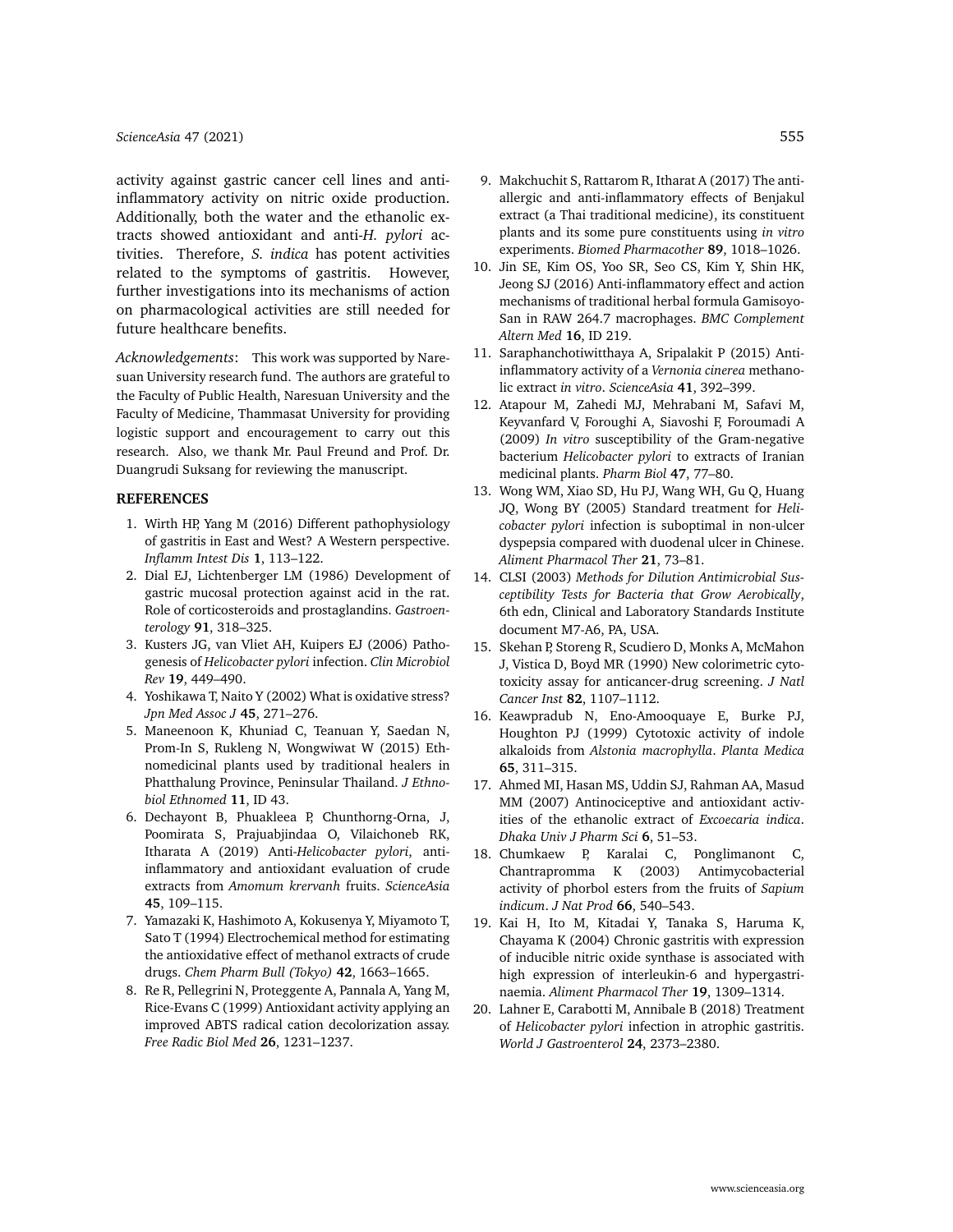activity against gastric cancer cell lines and anti-inflammatory activity on nitric oxide production. Additionally, both the water and the ethanolic extracts showed antioxidant and anti-*H. pylori* activities. Therefore, *S. indica* has potent activities related to the symptoms of gastritis. However, further investigations into its mechanisms of action on pharmacological activities are still needed for future healthcare benefits.

*Acknowledgements*: This work was supported by Naresuan University research fund. The authors are grateful to the Faculty of Public Health, Naresuan University and the Faculty of Medicine, Thammasat University for providing logistic support and encouragement to carry out this research. Also, we thank Mr. Paul Freund and Prof. Dr. Duangrudi Suksang for reviewing the manuscript.

## REFERENCES

1. Wirth HP, Yang M (2016) Different pathophysiology of gastritis in East and West? A Western perspective. *Inflamm Intest Dis* **1**, 113–122.
2. Dial EJ, Lichtenberger LM (1986) Development of gastric mucosal protection against acid in the rat. Role of corticosteroids and prostaglandins. *Gastroenterology* **91**, 318–325.
3. Kusters JG, van Vliet AH, Kuipers EJ (2006) Pathogenesis of *Helicobacter pylori* infection. *Clin Microbiol Rev* **19**, 449–490.
4. Yoshikawa T, Naito Y (2002) What is oxidative stress? *Jpn Med Assoc J* **45**, 271–276.
5. Maneenoon K, Khuniad C, Teanuan Y, Saedan N, Prom-In S, Rukleng N, Wongwiwat W (2015) Ethnomedicinal plants used by traditional healers in Phatthalung Province, Peninsular Thailand. *J Ethnobiol Ethnomed* **11**, ID 43.
6. Dechayont B, Phuakleea P, Chunthorng-Orna, J, Poomirata S, Prajuabjindaa O, Vilaichoneb RK, Itharata A (2019) Anti-*Helicobacter pylori*, anti-inflammatory and antioxidant evaluation of crude extracts from *Amomum krervanh* fruits. *ScienceAsia* **45**, 109–115.
7. Yamazaki K, Hashimoto A, Kokusenya Y, Miyamoto T, Sato T (1994) Electrochemical method for estimating the antioxidative effect of methanol extracts of crude drugs. *Chem Pharm Bull (Tokyo)* **42**, 1663–1665.
8. Re R, Pellegrini N, Proteggente A, Pannala A, Yang M, Rice-Evans C (1999) Antioxidant activity applying an improved ABTS radical cation decolorization assay. *Free Radic Biol Med* **26**, 1231–1237.
9. Makchuchit S, Rattarom R, Itharat A (2017) The anti-allergic and anti-inflammatory effects of Benjakul extract (a Thai traditional medicine), its constituent plants and its some pure constituents using *in vitro* experiments. *Biomed Pharmacother* **89**, 1018–1026.
10. Jin SE, Kim OS, Yoo SR, Seo CS, Kim Y, Shin HK, Jeong SJ (2016) Anti-inflammatory effect and action mechanisms of traditional herbal formula Gamisoyo-San in RAW 264.7 macrophages. *BMC Complement Altern Med* **16**, ID 219.
11. Saraphanchotiwitthaya A, Sripalakit P (2015) Anti-inflammatory activity of a *Vernonia cinerea* methanolic extract *in vitro*. *ScienceAsia* **41**, 392–399.
12. Atapour M, Zahedi MJ, Mehrabani M, Safavi M, Keyvanfard V, Foroughi A, Siavoshi F, Foroumadi A (2009) *In vitro* susceptibility of the Gram-negative bacterium *Helicobacter pylori* to extracts of Iranian medicinal plants. *Pharm Biol* **47**, 77–80.
13. Wong WM, Xiao SD, Hu PJ, Wang WH, Gu Q, Huang JQ, Wong BY (2005) Standard treatment for *Helicobacter pylori* infection is suboptimal in non-ulcer dyspepsia compared with duodenal ulcer in Chinese. *Aliment Pharmacol Ther* **21**, 73–81.
14. CLSI (2003) *Methods for Dilution Antimicrobial Susceptibility Tests for Bacteria that Grow Aerobically*, 6th edn, Clinical and Laboratory Standards Institute document M7-A6, PA, USA.
15. Skehan P, Storeng R, Scudiero D, Monks A, McMahon J, Vistica D, Boyd MR (1990) New colorimetric cytotoxicity assay for anticancer-drug screening. *J Natl Cancer Inst* **82**, 1107–1112.
16. Keawpradub N, Eno-Amooquaye E, Burke PJ, Houghton PJ (1999) Cytotoxic activity of indole alkaloids from *Alstonia macrophylla*. *Planta Medica* **65**, 311–315.
17. Ahmed MI, Hasan MS, Uddin SJ, Rahman AA, Masud MM (2007) Antinociceptive and antioxidant activities of the ethanolic extract of *Excoecaria indica*. *Dhaka Univ J Pharm Sci* **6**, 51–53.
18. Chumkaew P, Karalai C, Ponglimanont C, Chantrapromma K (2003) Antimycobacterial activity of phorbol esters from the fruits of *Sapium indicum*. *J Nat Prod* **66**, 540–543.
19. Kai H, Ito M, Kitadai Y, Tanaka S, Haruma K, Chayama K (2004) Chronic gastritis with expression of inducible nitric oxide synthase is associated with high expression of interleukin-6 and hypergastrinaemia. *Aliment Pharmacol Ther* **19**, 1309–1314.
20. Lahner E, Carabotti M, Annibale B (2018) Treatment of *Helicobacter pylori* infection in atrophic gastritis. *World J Gastroenterol* **24**, 2373–2380.